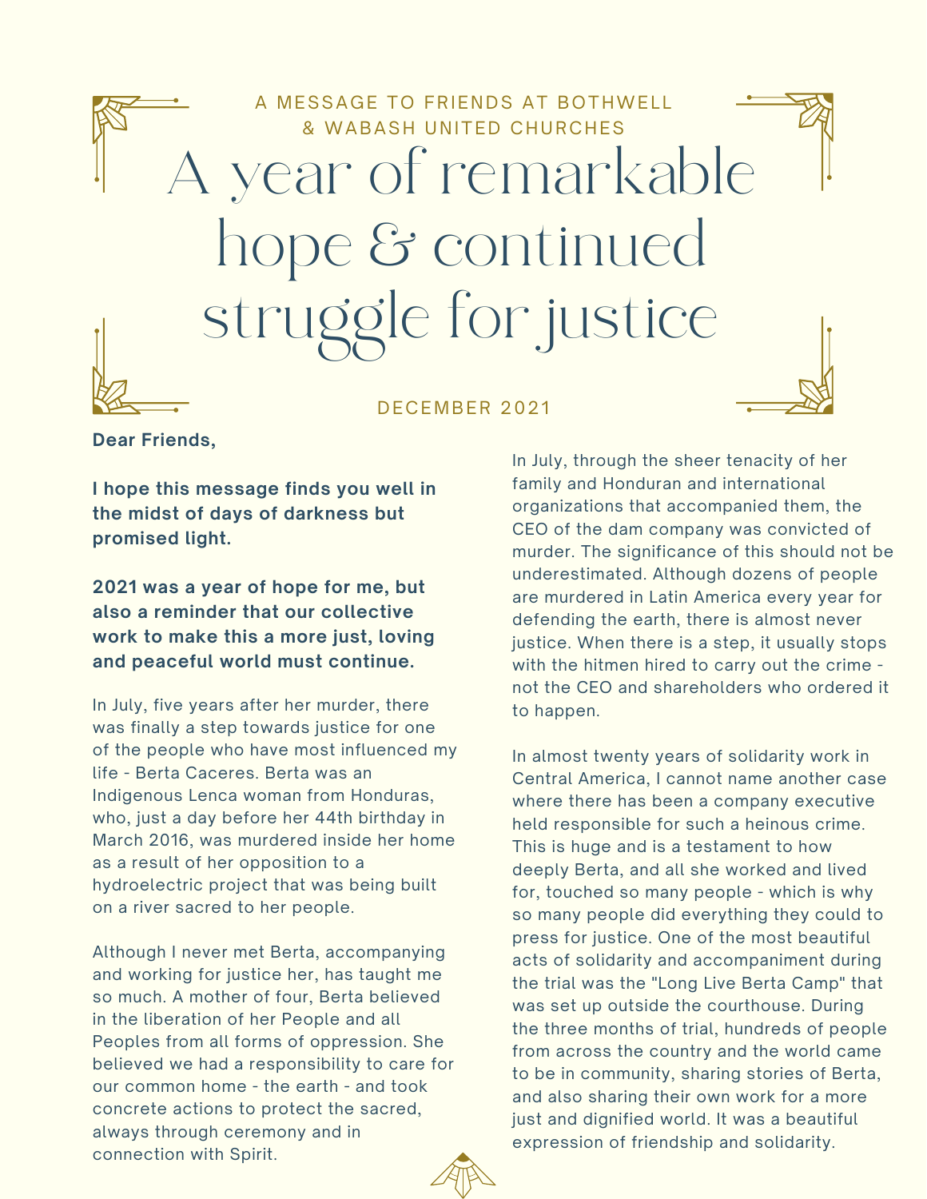A MESSAGE TO FRIENDS AT BOTHWELL & WABASH UNITED CHURCHES

# A year of remarkable hope & continued struggle for justice

DECEMBER 2021

**Dear Friends,**

**I hope this message finds you well in the midst of days of darkness but promised light.**

**2021 was a year of hope for me, but also a reminder that our collective work to make this a more just, loving and peaceful world must continue.**

In July, five years after her murder, there was finally a step towards justice for one of the people who have most influenced my life - Berta Caceres. Berta was an Indigenous Lenca woman from Honduras, who, just a day before her 44th birthday in March 2016, was murdered inside her home as a result of her opposition to a hydroelectric project that was being built on a river sacred to her people.

Although I never met Berta, accompanying and working for justice her, has taught me so much. A mother of four, Berta believed in the liberation of her People and all Peoples from all forms of oppression. She believed we had a responsibility to care for our common home - the earth - and took concrete actions to protect the sacred, always through ceremony and in connection with Spirit.

In July, through the sheer tenacity of her family and Honduran and international organizations that accompanied them, the CEO of the dam company was convicted of murder. The significance of this should not be underestimated. Although dozens of people are murdered in Latin America every year for defending the earth, there is almost never justice. When there is a step, it usually stops with the hitmen hired to carry out the crime - not the CEO and shareholders who ordered it to happen.

In almost twenty years of solidarity work in Central America, I cannot name another case where there has been a company executive held responsible for such a heinous crime. This is huge and is a testament to how deeply Berta, and all she worked and lived for, touched so many people - which is why so many people did everything they could to press for justice. One of the most beautiful acts of solidarity and accompaniment during the trial was the "Long Live Berta Camp" that was set up outside the courthouse. During the three months of trial, hundreds of people from across the country and the world came to be in community, sharing stories of Berta, and also sharing their own work for a more just and dignified world. It was a beautiful expression of friendship and solidarity.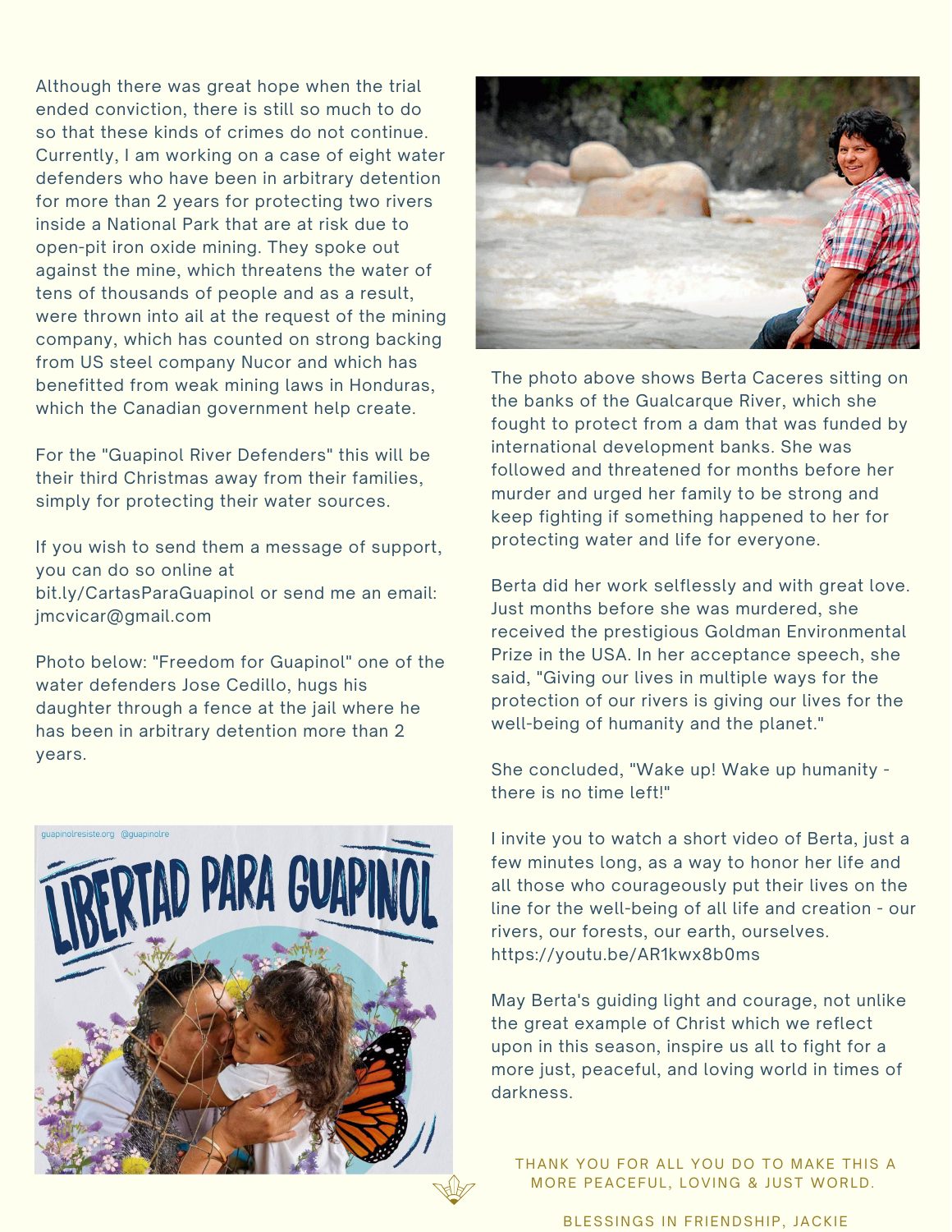Although there was great hope when the trial ended conviction, there is still so much to do so that these kinds of crimes do not continue. Currently, I am working on a case of eight water defenders who have been in arbitrary detention for more than 2 years for protecting two rivers inside a National Park that are at risk due to open-pit iron oxide mining. They spoke out against the mine, which threatens the water of tens of thousands of people and as a result, were thrown into ail at the request of the mining company, which has counted on strong backing from US steel company Nucor and which has benefitted from weak mining laws in Honduras, which the Canadian government help create.

For the "Guapinol River Defenders" this will be their third Christmas away from their families, simply for protecting their water sources.

If you wish to send them a message of support, you can do so online at bit.ly/CartasParaGuapinol or send me an email: jmcvicar@gmail.com

Photo below: "Freedom for Guapinol" one of the water defenders Jose Cedillo, hugs his daughter through a fence at the jail where he has been in arbitrary detention more than 2 years.

The photo above shows Berta Caceres sitting on the banks of the Gualcarque River, which she fought to protect from a dam that was funded by international development banks. She was followed and threatened for months before her murder and urged her family to be strong and keep fighting if something happened to her for protecting water and life for everyone.

Berta did her work selflessly and with great love. Just months before she was murdered, she received the prestigious Goldman Environmental Prize in the USA. In her acceptance speech, she said, "Giving our lives in multiple ways for the protection of our rivers is giving our lives for the well-being of humanity and the planet."

She concluded, "Wake up! Wake up humanity - there is no time left!"

I invite you to watch a short video of Berta, just a few minutes long, as a way to honor her life and all those who courageously put their lives on the line for the well-being of all life and creation - our rivers, our forests, our earth, ourselves. https://youtu.be/AR1kwx8b0ms

May Berta's guiding light and courage, not unlike the great example of Christ which we reflect upon in this season, inspire us all to fight for a more just, peaceful, and loving world in times of darkness.

THANK YOU FOR ALL YOU DO TO MAKE THIS A MORE PEACEFUL, LOVING & JUST WORLD.

BLESSINGS IN FRIENDSHIP, JACKIE